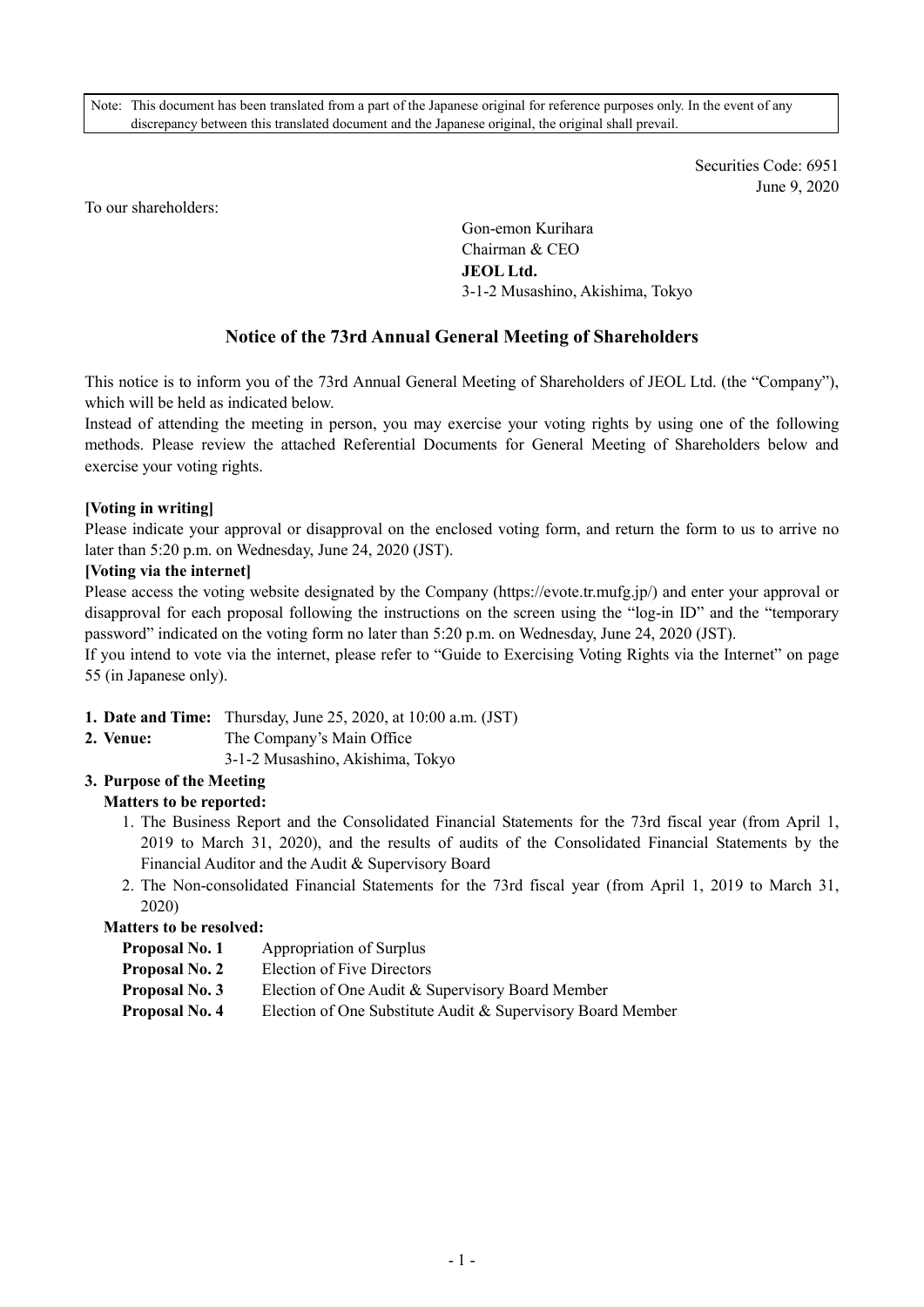Note: This document has been translated from a part of the Japanese original for reference purposes only. In the event of any discrepancy between this translated document and the Japanese original, the original shall prevail.

Securities Code: 6951
June 9, 2020

To our shareholders:

Gon-emon Kurihara
Chairman & CEO
**JEOL Ltd.**
3-1-2 Musashino, Akishima, Tokyo

# Notice of the 73rd Annual General Meeting of Shareholders

This notice is to inform you of the 73rd Annual General Meeting of Shareholders of JEOL Ltd. (the "Company"), which will be held as indicated below.
Instead of attending the meeting in person, you may exercise your voting rights by using one of the following methods. Please review the attached Referential Documents for General Meeting of Shareholders below and exercise your voting rights.

**[Voting in writing]**
Please indicate your approval or disapproval on the enclosed voting form, and return the form to us to arrive no later than 5:20 p.m. on Wednesday, June 24, 2020 (JST).

**[Voting via the internet]**
Please access the voting website designated by the Company (https://evote.tr.mufg.jp/) and enter your approval or disapproval for each proposal following the instructions on the screen using the "log-in ID" and the "temporary password" indicated on the voting form no later than 5:20 p.m. on Wednesday, June 24, 2020 (JST).
If you intend to vote via the internet, please refer to "Guide to Exercising Voting Rights via the Internet" on page 55 (in Japanese only).

**1. Date and Time:** Thursday, June 25, 2020, at 10:00 a.m. (JST)

**2. Venue:** The Company's Main Office
3-1-2 Musashino, Akishima, Tokyo

**3. Purpose of the Meeting**

**Matters to be reported:**

1. The Business Report and the Consolidated Financial Statements for the 73rd fiscal year (from April 1, 2019 to March 31, 2020), and the results of audits of the Consolidated Financial Statements by the Financial Auditor and the Audit & Supervisory Board
2. The Non-consolidated Financial Statements for the 73rd fiscal year (from April 1, 2019 to March 31, 2020)

**Matters to be resolved:**

**Proposal No. 1** Appropriation of Surplus
**Proposal No. 2** Election of Five Directors
**Proposal No. 3** Election of One Audit & Supervisory Board Member
**Proposal No. 4** Election of One Substitute Audit & Supervisory Board Member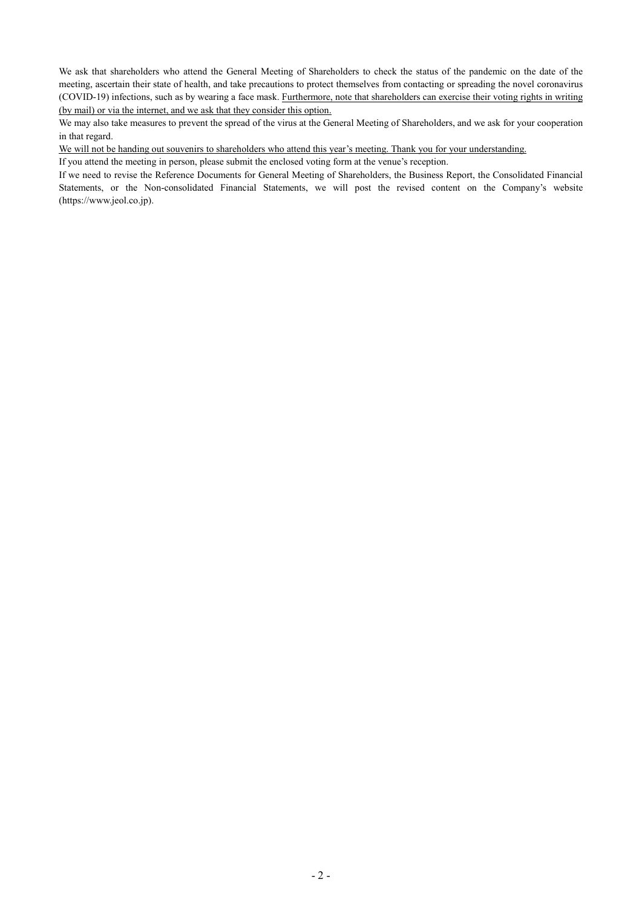We ask that shareholders who attend the General Meeting of Shareholders to check the status of the pandemic on the date of the meeting, ascertain their state of health, and take precautions to protect themselves from contacting or spreading the novel coronavirus (COVID-19) infections, such as by wearing a face mask. <u>Furthermore, note that shareholders can exercise their voting rights in writing (by mail) or via the internet, and we ask that they consider this option.</u>

We may also take measures to prevent the spread of the virus at the General Meeting of Shareholders, and we ask for your cooperation in that regard.

<u>We will not be handing out souvenirs to shareholders who attend this year's meeting. Thank you for your understanding.</u>

If you attend the meeting in person, please submit the enclosed voting form at the venue's reception.

If we need to revise the Reference Documents for General Meeting of Shareholders, the Business Report, the Consolidated Financial Statements, or the Non-consolidated Financial Statements, we will post the revised content on the Company's website (https://www.jeol.co.jp).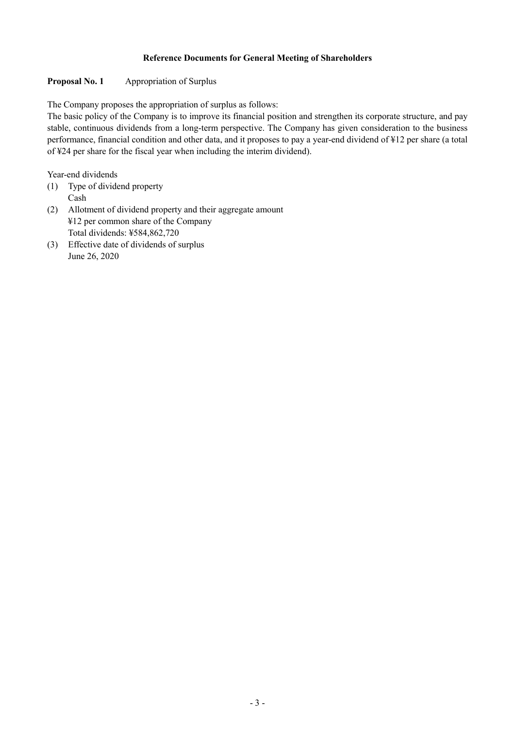# Reference Documents for General Meeting of Shareholders

**Proposal No. 1** Appropriation of Surplus

The Company proposes the appropriation of surplus as follows:
The basic policy of the Company is to improve its financial position and strengthen its corporate structure, and pay stable, continuous dividends from a long-term perspective. The Company has given consideration to the business performance, financial condition and other data, and it proposes to pay a year-end dividend of ¥12 per share (a total of ¥24 per share for the fiscal year when including the interim dividend).

Year-end dividends

(1) Type of dividend property
Cash

(2) Allotment of dividend property and their aggregate amount
¥12 per common share of the Company
Total dividends: ¥584,862,720

(3) Effective date of dividends of surplus
June 26, 2020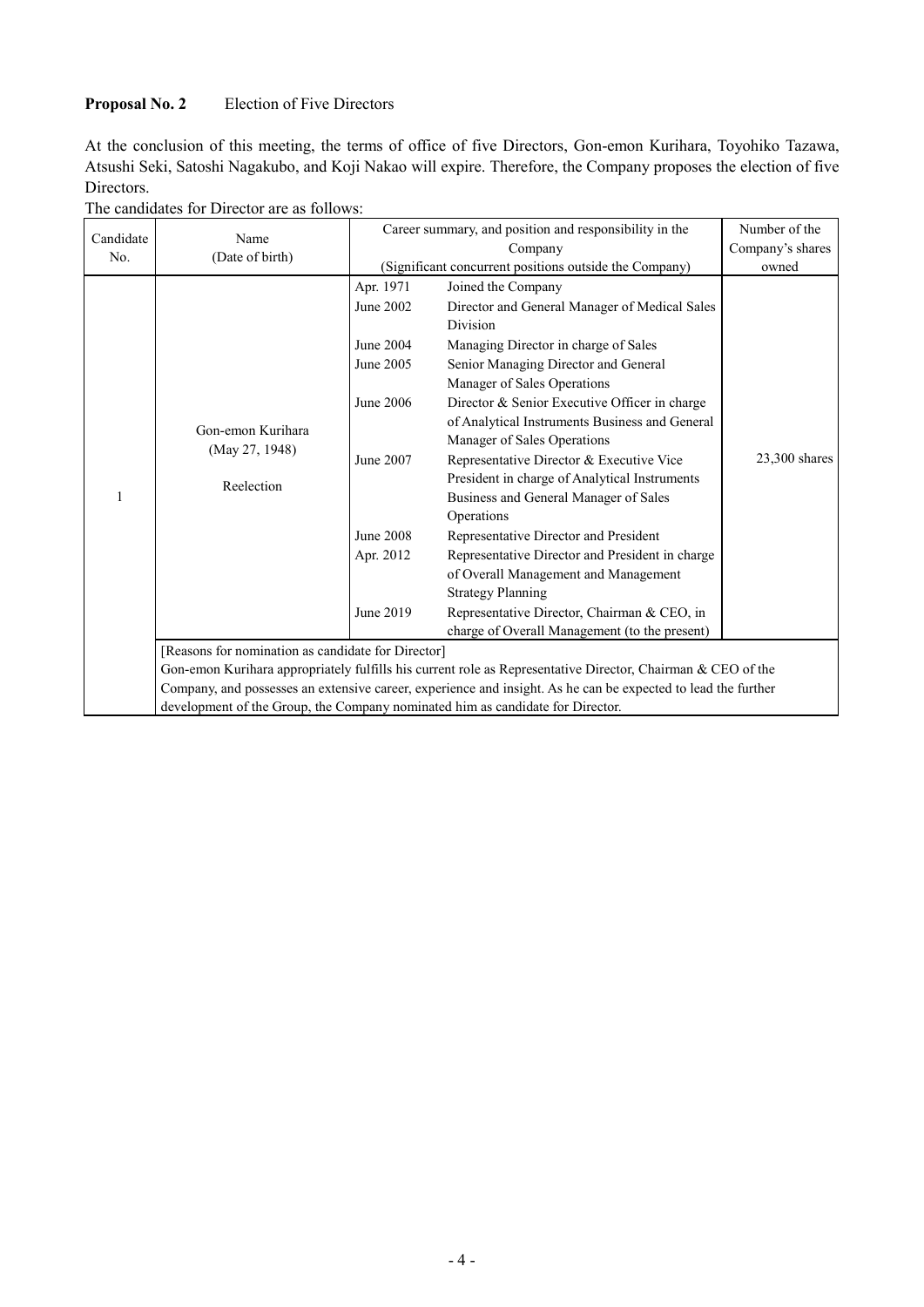**Proposal No. 2** Election of Five Directors

At the conclusion of this meeting, the terms of office of five Directors, Gon-emon Kurihara, Toyohiko Tazawa, Atsushi Seki, Satoshi Nagakubo, and Koji Nakao will expire. Therefore, the Company proposes the election of five Directors.

The candidates for Director are as follows:

| Candidate No. | Name (Date of birth) | Career summary, and position and responsibility in the Company (Significant concurrent positions outside the Company) | | Number of the Company's shares owned |
|---|---|---|---|---|
| 1 | Gon-emon Kurihara (May 27, 1948)<br><br>Reelection | Apr. 1971 | Joined the Company | 23,300 shares |
| | | June 2002 | Director and General Manager of Medical Sales Division | |
| | | June 2004 | Managing Director in charge of Sales | |
| | | June 2005 | Senior Managing Director and General Manager of Sales Operations | |
| | | June 2006 | Director & Senior Executive Officer in charge of Analytical Instruments Business and General Manager of Sales Operations | |
| | | June 2007 | Representative Director & Executive Vice President in charge of Analytical Instruments Business and General Manager of Sales Operations | |
| | | June 2008 | Representative Director and President | |
| | | Apr. 2012 | Representative Director and President in charge of Overall Management and Management Strategy Planning | |
| | | June 2019 | Representative Director, Chairman & CEO, in charge of Overall Management (to the present) | |
| | [Reasons for nomination as candidate for Director]<br>Gon-emon Kurihara appropriately fulfills his current role as Representative Director, Chairman & CEO of the Company, and possesses an extensive career, experience and insight. As he can be expected to lead the further development of the Group, the Company nominated him as candidate for Director. | | | |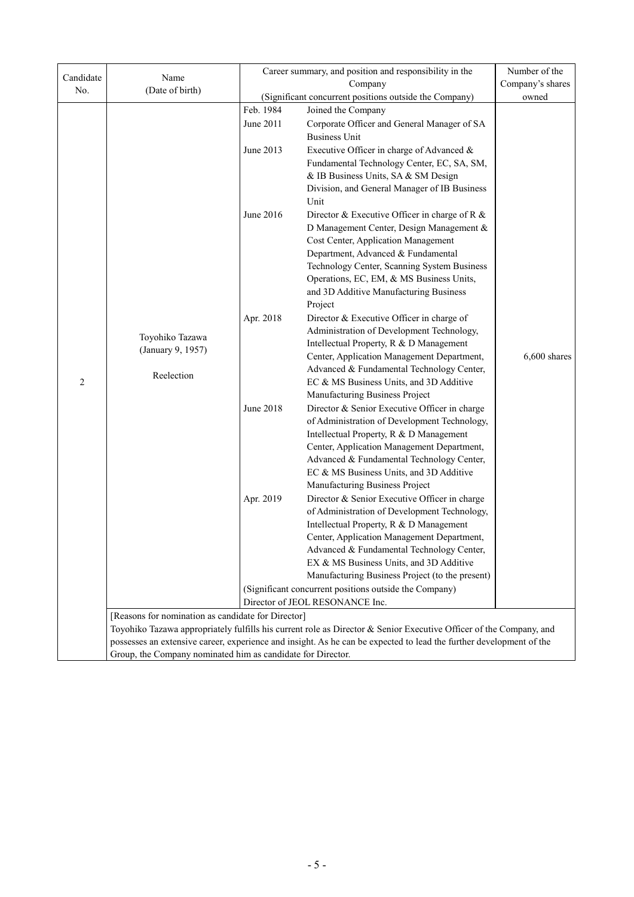| Candidate No. | Name (Date of birth) | Career summary, and position and responsibility in the Company (Significant concurrent positions outside the Company) | | Number of the Company's shares owned |
|---|---|---|---|---|
| 2 | Toyohiko Tazawa (January 9, 1957) Reelection | Feb. 1984 | Joined the Company | 6,600 shares |
| | | June 2011 | Corporate Officer and General Manager of SA Business Unit | |
| | | June 2013 | Executive Officer in charge of Advanced & Fundamental Technology Center, EC, SA, SM, & IB Business Units, SA & SM Design Division, and General Manager of IB Business Unit | |
| | | June 2016 | Director & Executive Officer in charge of R & D Management Center, Design Management & Cost Center, Application Management Department, Advanced & Fundamental Technology Center, Scanning System Business Operations, EC, EM, & MS Business Units, and 3D Additive Manufacturing Business Project | |
| | | Apr. 2018 | Director & Executive Officer in charge of Administration of Development Technology, Intellectual Property, R & D Management Center, Application Management Department, Advanced & Fundamental Technology Center, EC & MS Business Units, and 3D Additive Manufacturing Business Project | |
| | | June 2018 | Director & Senior Executive Officer in charge of Administration of Development Technology, Intellectual Property, R & D Management Center, Application Management Department, Advanced & Fundamental Technology Center, EC & MS Business Units, and 3D Additive Manufacturing Business Project | |
| | | Apr. 2019 | Director & Senior Executive Officer in charge of Administration of Development Technology, Intellectual Property, R & D Management Center, Application Management Department, Advanced & Fundamental Technology Center, EX & MS Business Units, and 3D Additive Manufacturing Business Project (to the present) | |
| | | (Significant concurrent positions outside the Company) Director of JEOL RESONANCE Inc. | | |
| | [Reasons for nomination as candidate for Director] Toyohiko Tazawa appropriately fulfills his current role as Director & Senior Executive Officer of the Company, and possesses an extensive career, experience and insight. As he can be expected to lead the further development of the Group, the Company nominated him as candidate for Director. | | | |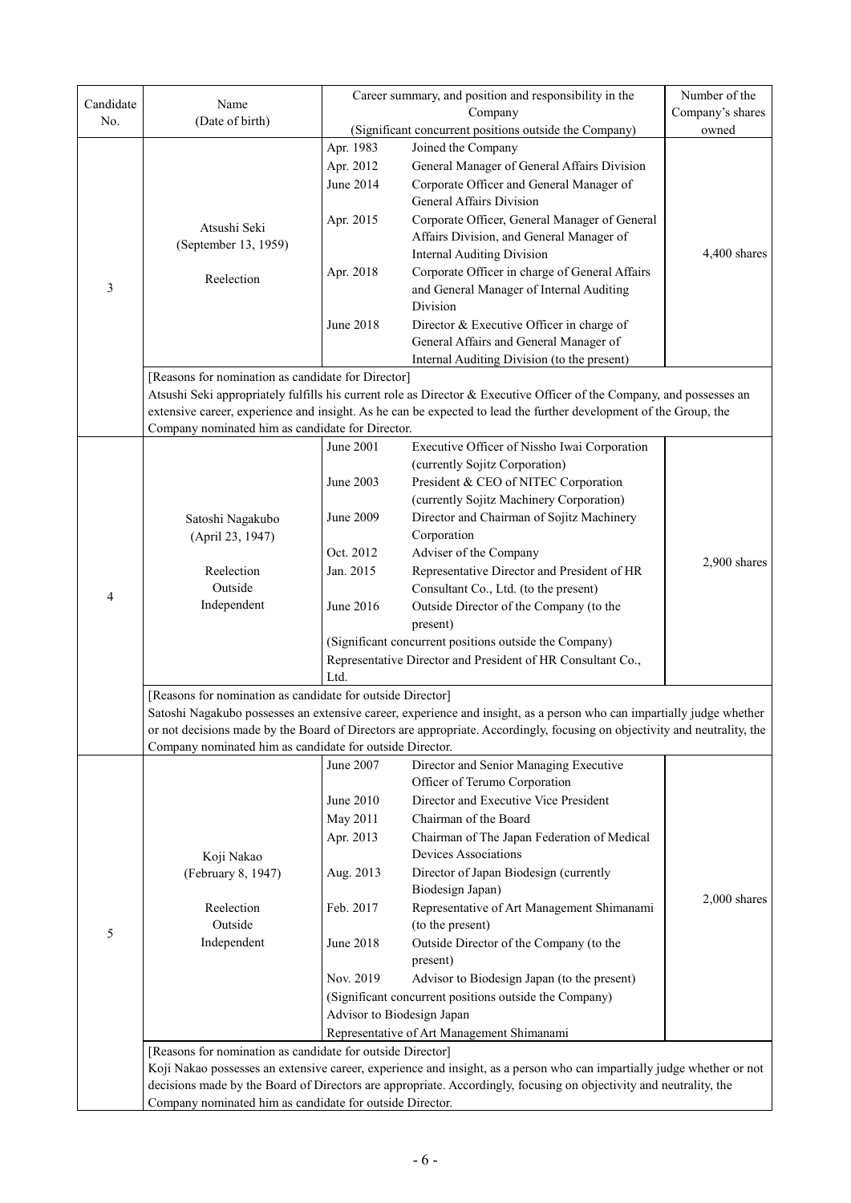| Candidate No. | Name (Date of birth) | Career summary, and position and responsibility in the Company (Significant concurrent positions outside the Company) | Number of the Company's shares owned |
|---|---|---|---|
| 3 | Atsushi Seki (September 13, 1959) Reelection | Apr. 1983 Joined the Company<br>Apr. 2012 General Manager of General Affairs Division<br>June 2014 Corporate Officer and General Manager of General Affairs Division<br>Apr. 2015 Corporate Officer, General Manager of General Affairs Division, and General Manager of Internal Auditing Division<br>Apr. 2018 Corporate Officer in charge of General Affairs and General Manager of Internal Auditing Division<br>June 2018 Director & Executive Officer in charge of General Affairs and General Manager of Internal Auditing Division (to the present) | 4,400 shares |
| | [Reasons for nomination as candidate for Director]<br>Atsushi Seki appropriately fulfills his current role as Director & Executive Officer of the Company, and possesses an extensive career, experience and insight. As he can be expected to lead the further development of the Group, the Company nominated him as candidate for Director. | | |
| 4 | Satoshi Nagakubo (April 23, 1947) Reelection Outside Independent | June 2001 Executive Officer of Nissho Iwai Corporation (currently Sojitz Corporation)<br>June 2003 President & CEO of NITEC Corporation (currently Sojitz Machinery Corporation)<br>June 2009 Director and Chairman of Sojitz Machinery Corporation<br>Oct. 2012 Adviser of the Company<br>Jan. 2015 Representative Director and President of HR Consultant Co., Ltd. (to the present)<br>June 2016 Outside Director of the Company (to the present)<br>(Significant concurrent positions outside the Company)<br>Representative Director and President of HR Consultant Co., Ltd. | 2,900 shares |
| | [Reasons for nomination as candidate for outside Director]<br>Satoshi Nagakubo possesses an extensive career, experience and insight, as a person who can impartially judge whether or not decisions made by the Board of Directors are appropriate. Accordingly, focusing on objectivity and neutrality, the Company nominated him as candidate for outside Director. | | |
| 5 | Koji Nakao (February 8, 1947) Reelection Outside Independent | June 2007 Director and Senior Managing Executive Officer of Terumo Corporation<br>June 2010 Director and Executive Vice President<br>May 2011 Chairman of the Board<br>Apr. 2013 Chairman of The Japan Federation of Medical Devices Associations<br>Aug. 2013 Director of Japan Biodesign (currently Biodesign Japan)<br>Feb. 2017 Representative of Art Management Shimanami (to the present)<br>June 2018 Outside Director of the Company (to the present)<br>Nov. 2019 Advisor to Biodesign Japan (to the present)<br>(Significant concurrent positions outside the Company)<br>Advisor to Biodesign Japan<br>Representative of Art Management Shimanami | 2,000 shares |
| | [Reasons for nomination as candidate for outside Director]<br>Koji Nakao possesses an extensive career, experience and insight, as a person who can impartially judge whether or not decisions made by the Board of Directors are appropriate. Accordingly, focusing on objectivity and neutrality, the Company nominated him as candidate for outside Director. | | |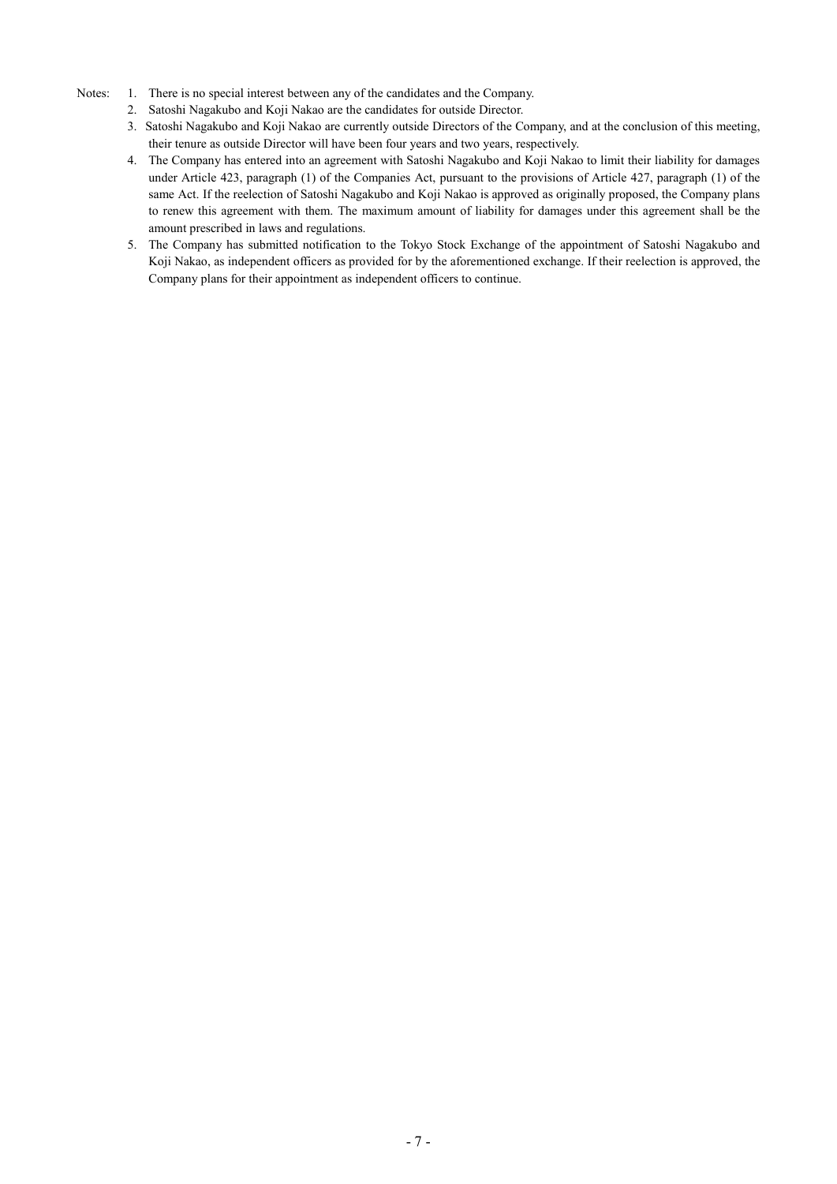Notes:

1. There is no special interest between any of the candidates and the Company.
2. Satoshi Nagakubo and Koji Nakao are the candidates for outside Director.
3. Satoshi Nagakubo and Koji Nakao are currently outside Directors of the Company, and at the conclusion of this meeting, their tenure as outside Director will have been four years and two years, respectively.
4. The Company has entered into an agreement with Satoshi Nagakubo and Koji Nakao to limit their liability for damages under Article 423, paragraph (1) of the Companies Act, pursuant to the provisions of Article 427, paragraph (1) of the same Act. If the reelection of Satoshi Nagakubo and Koji Nakao is approved as originally proposed, the Company plans to renew this agreement with them. The maximum amount of liability for damages under this agreement shall be the amount prescribed in laws and regulations.
5. The Company has submitted notification to the Tokyo Stock Exchange of the appointment of Satoshi Nagakubo and Koji Nakao, as independent officers as provided for by the aforementioned exchange. If their reelection is approved, the Company plans for their appointment as independent officers to continue.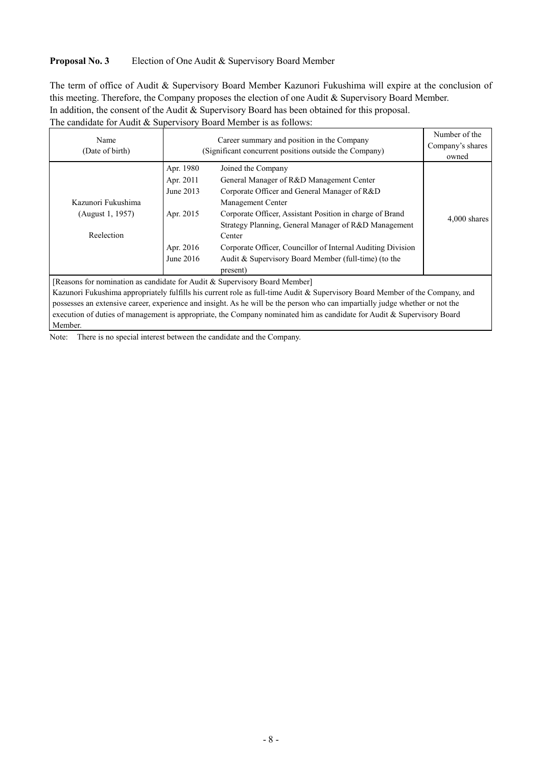**Proposal No. 3** Election of One Audit & Supervisory Board Member

The term of office of Audit & Supervisory Board Member Kazunori Fukushima will expire at the conclusion of this meeting. Therefore, the Company proposes the election of one Audit & Supervisory Board Member.
In addition, the consent of the Audit & Supervisory Board has been obtained for this proposal.
The candidate for Audit & Supervisory Board Member is as follows:

| Name<br>(Date of birth) | Career summary and position in the Company<br>(Significant concurrent positions outside the Company) | | Number of the Company's shares owned |
|---|---|---|---|
| Kazunori Fukushima<br>(August 1, 1957)<br><br>Reelection | Apr. 1980<br>Apr. 2011<br>June 2013<br><br>Apr. 2015<br><br><br>Apr. 2016<br>June 2016 | Joined the Company<br>General Manager of R&D Management Center<br>Corporate Officer and General Manager of R&D Management Center<br>Corporate Officer, Assistant Position in charge of Brand Strategy Planning, General Manager of R&D Management Center<br>Corporate Officer, Councillor of Internal Auditing Division<br>Audit & Supervisory Board Member (full-time) (to the present) | 4,000 shares |
| [Reasons for nomination as candidate for Audit & Supervisory Board Member]<br>Kazunori Fukushima appropriately fulfills his current role as full-time Audit & Supervisory Board Member of the Company, and possesses an extensive career, experience and insight. As he will be the person who can impartially judge whether or not the execution of duties of management is appropriate, the Company nominated him as candidate for Audit & Supervisory Board Member. | | | |

Note: There is no special interest between the candidate and the Company.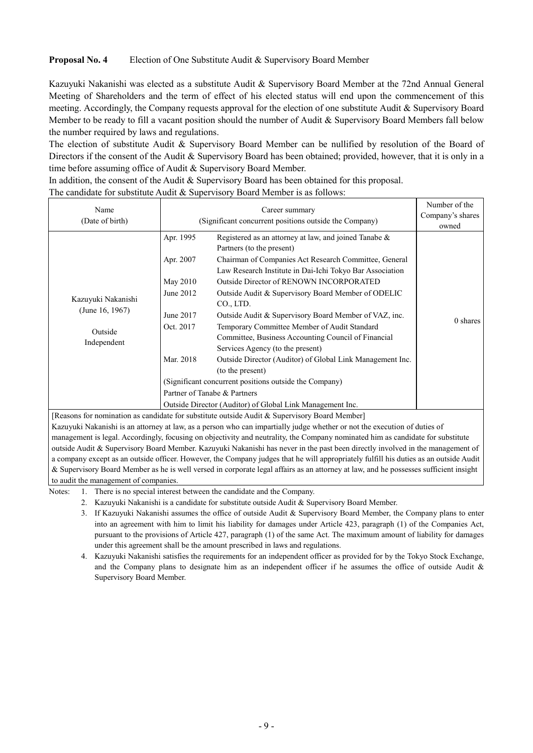**Proposal No. 4** Election of One Substitute Audit & Supervisory Board Member

Kazuyuki Nakanishi was elected as a substitute Audit & Supervisory Board Member at the 72nd Annual General Meeting of Shareholders and the term of effect of his elected status will end upon the commencement of this meeting. Accordingly, the Company requests approval for the election of one substitute Audit & Supervisory Board Member to be ready to fill a vacant position should the number of Audit & Supervisory Board Members fall below the number required by laws and regulations.

The election of substitute Audit & Supervisory Board Member can be nullified by resolution of the Board of Directors if the consent of the Audit & Supervisory Board has been obtained; provided, however, that it is only in a time before assuming office of Audit & Supervisory Board Member.

In addition, the consent of the Audit & Supervisory Board has been obtained for this proposal.

The candidate for substitute Audit & Supervisory Board Member is as follows:

| Name (Date of birth) | Career summary (Significant concurrent positions outside the Company) | | Number of the Company's shares owned |
|---|---|---|---|
| Kazuyuki Nakanishi (June 16, 1967) Outside Independent | Apr. 1995 | Registered as an attorney at law, and joined Tanabe & Partners (to the present) | 0 shares |
| | Apr. 2007 | Chairman of Companies Act Research Committee, General Law Research Institute in Dai-Ichi Tokyo Bar Association | |
| | May 2010 | Outside Director of RENOWN INCORPORATED | |
| | June 2012 | Outside Audit & Supervisory Board Member of ODELIC CO., LTD. | |
| | June 2017 | Outside Audit & Supervisory Board Member of VAZ, inc. | |
| | Oct. 2017 | Temporary Committee Member of Audit Standard Committee, Business Accounting Council of Financial Services Agency (to the present) | |
| | Mar. 2018 | Outside Director (Auditor) of Global Link Management Inc. (to the present) | |
| | (Significant concurrent positions outside the Company) Partner of Tanabe & Partners Outside Director (Auditor) of Global Link Management Inc. | | |

[Reasons for nomination as candidate for substitute outside Audit & Supervisory Board Member]
Kazuyuki Nakanishi is an attorney at law, as a person who can impartially judge whether or not the execution of duties of management is legal. Accordingly, focusing on objectivity and neutrality, the Company nominated him as candidate for substitute outside Audit & Supervisory Board Member. Kazuyuki Nakanishi has never in the past been directly involved in the management of a company except as an outside officer. However, the Company judges that he will appropriately fulfill his duties as an outside Audit & Supervisory Board Member as he is well versed in corporate legal affairs as an attorney at law, and he possesses sufficient insight to audit the management of companies.

Notes:
1. There is no special interest between the candidate and the Company.
2. Kazuyuki Nakanishi is a candidate for substitute outside Audit & Supervisory Board Member.
3. If Kazuyuki Nakanishi assumes the office of outside Audit & Supervisory Board Member, the Company plans to enter into an agreement with him to limit his liability for damages under Article 423, paragraph (1) of the Companies Act, pursuant to the provisions of Article 427, paragraph (1) of the same Act. The maximum amount of liability for damages under this agreement shall be the amount prescribed in laws and regulations.
4. Kazuyuki Nakanishi satisfies the requirements for an independent officer as provided for by the Tokyo Stock Exchange, and the Company plans to designate him as an independent officer if he assumes the office of outside Audit & Supervisory Board Member.